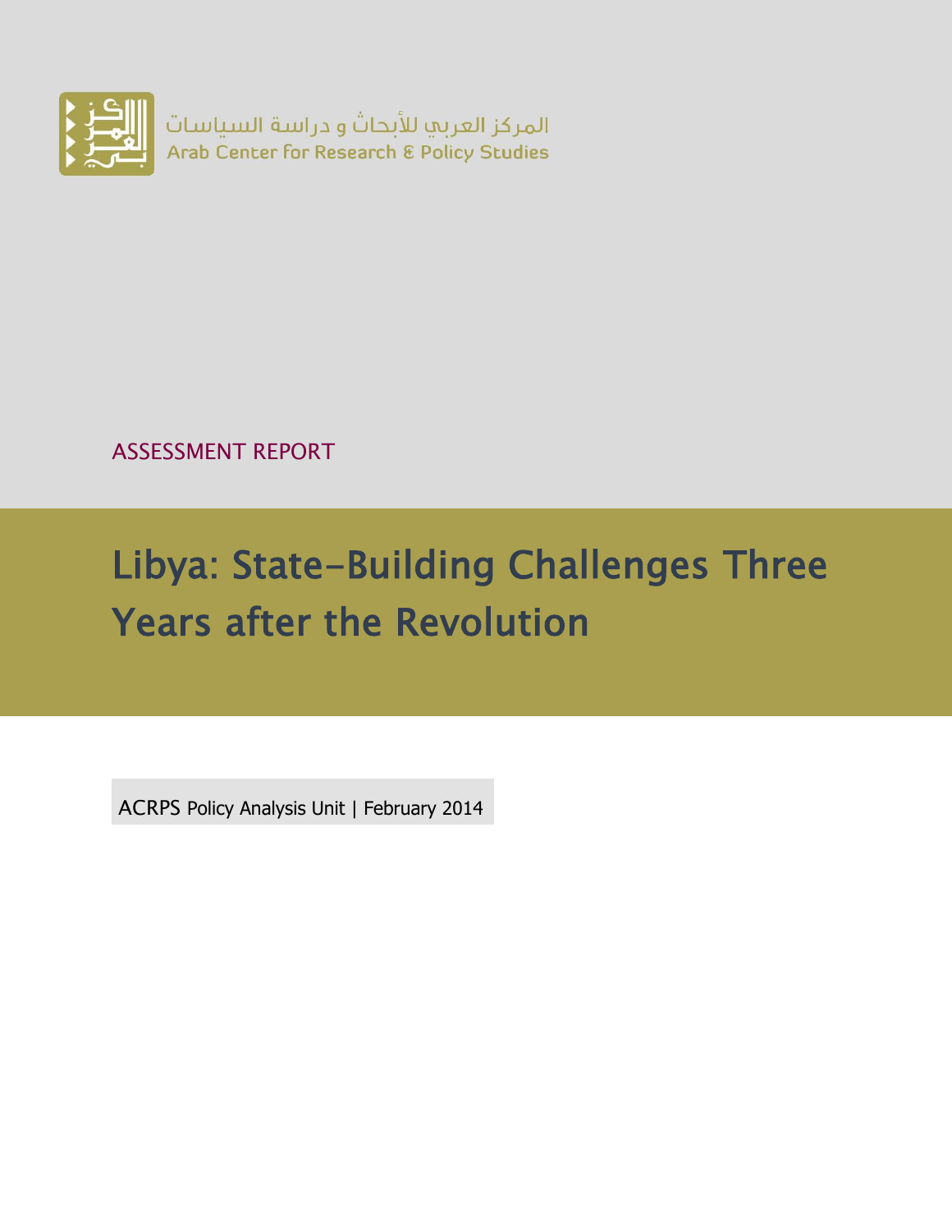المركز العربي للأبحاث و دراسة السياسات
Arab Center for Research & Policy Studies

ASSESSMENT REPORT

# Libya: State-Building Challenges Three Years after the Revolution

ACRPS Policy Analysis Unit | February 2014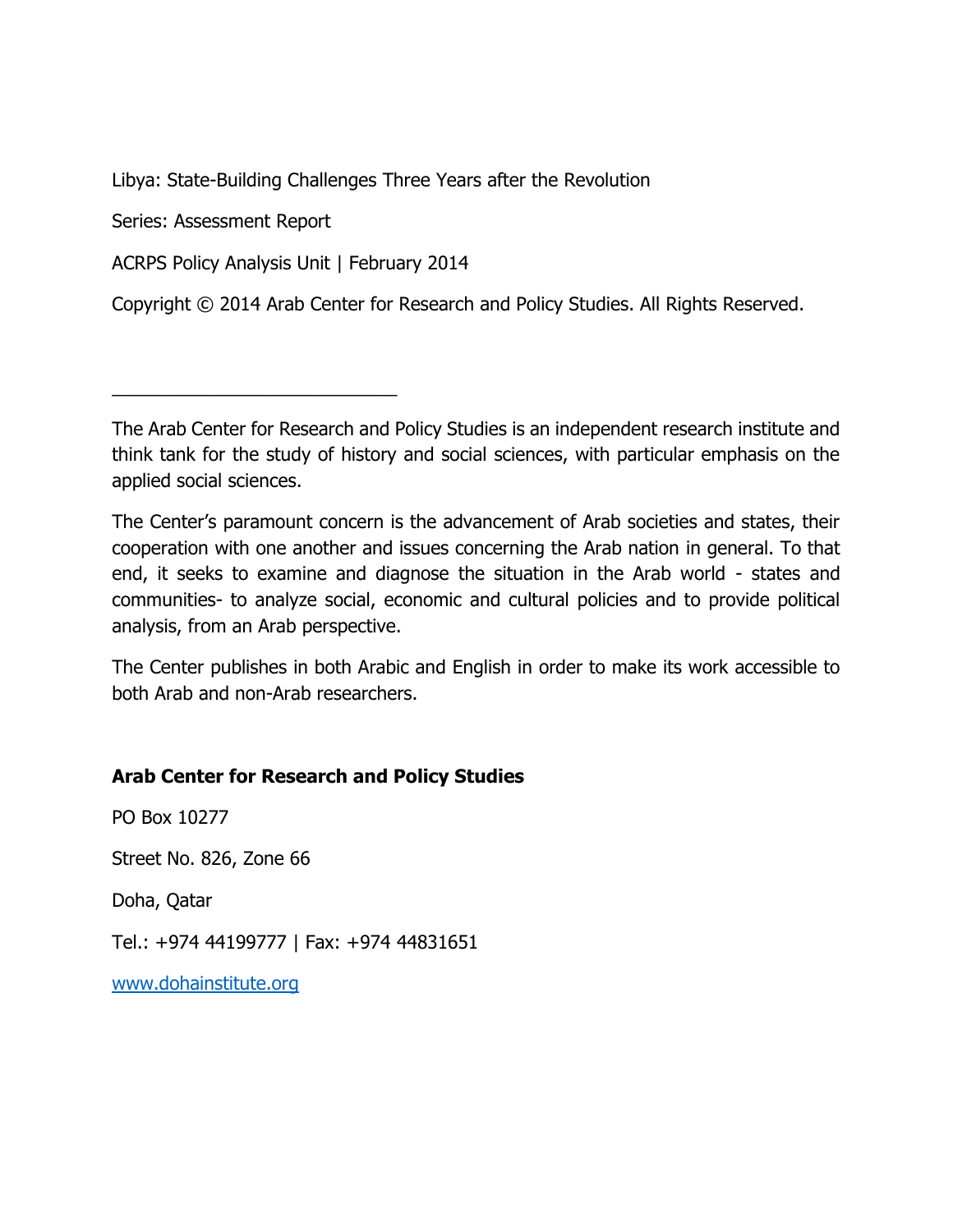Libya: State-Building Challenges Three Years after the Revolution

Series: Assessment Report

ACRPS Policy Analysis Unit | February 2014

Copyright © 2014 Arab Center for Research and Policy Studies. All Rights Reserved.

---

The Arab Center for Research and Policy Studies is an independent research institute and think tank for the study of history and social sciences, with particular emphasis on the applied social sciences.

The Center's paramount concern is the advancement of Arab societies and states, their cooperation with one another and issues concerning the Arab nation in general. To that end, it seeks to examine and diagnose the situation in the Arab world - states and communities- to analyze social, economic and cultural policies and to provide political analysis, from an Arab perspective.

The Center publishes in both Arabic and English in order to make its work accessible to both Arab and non-Arab researchers.

**Arab Center for Research and Policy Studies**

PO Box 10277

Street No. 826, Zone 66

Doha, Qatar

Tel.: +974 44199777 | Fax: +974 44831651

www.dohainstitute.org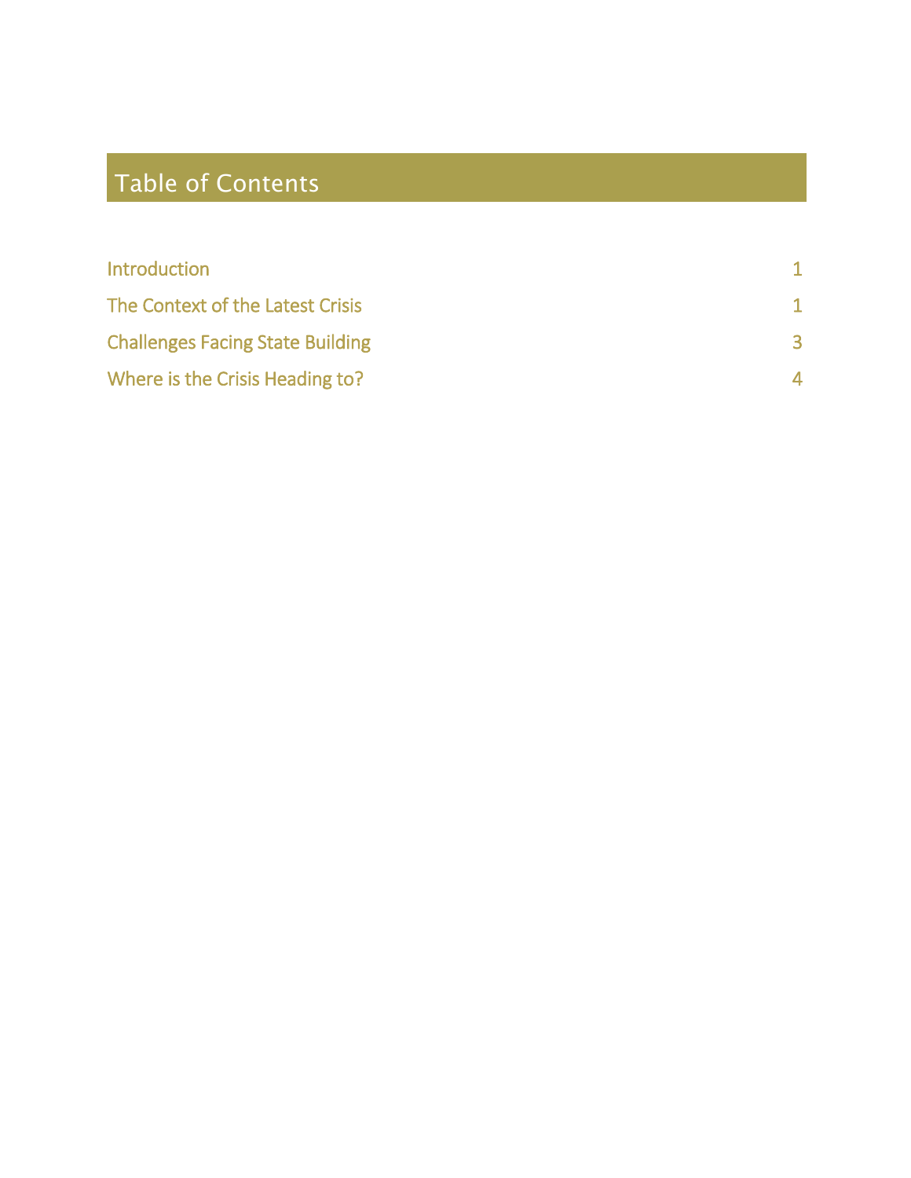# Table of Contents

| | |
|---|---|
| Introduction | 1 |
| The Context of the Latest Crisis | 1 |
| Challenges Facing State Building | 3 |
| Where is the Crisis Heading to? | 4 |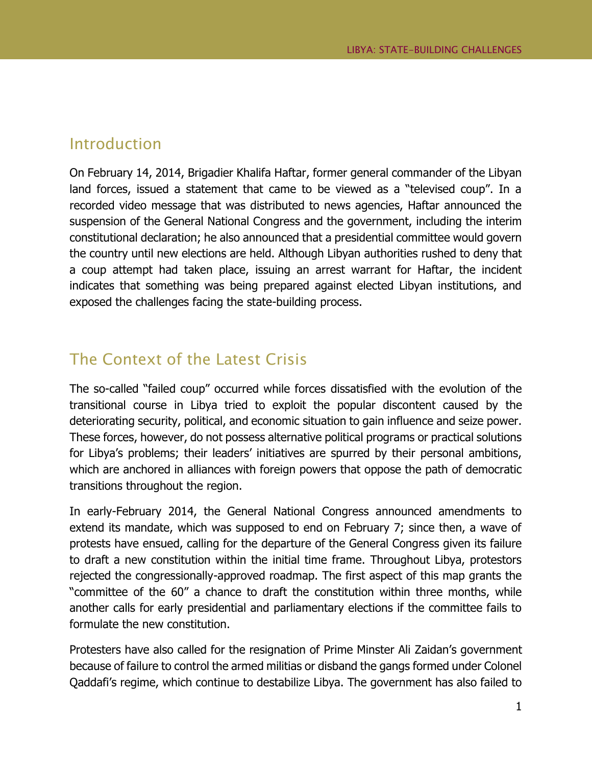## Introduction

On February 14, 2014, Brigadier Khalifa Haftar, former general commander of the Libyan land forces, issued a statement that came to be viewed as a "televised coup". In a recorded video message that was distributed to news agencies, Haftar announced the suspension of the General National Congress and the government, including the interim constitutional declaration; he also announced that a presidential committee would govern the country until new elections are held. Although Libyan authorities rushed to deny that a coup attempt had taken place, issuing an arrest warrant for Haftar, the incident indicates that something was being prepared against elected Libyan institutions, and exposed the challenges facing the state-building process.

## The Context of the Latest Crisis

The so-called "failed coup" occurred while forces dissatisfied with the evolution of the transitional course in Libya tried to exploit the popular discontent caused by the deteriorating security, political, and economic situation to gain influence and seize power. These forces, however, do not possess alternative political programs or practical solutions for Libya's problems; their leaders' initiatives are spurred by their personal ambitions, which are anchored in alliances with foreign powers that oppose the path of democratic transitions throughout the region.

In early-February 2014, the General National Congress announced amendments to extend its mandate, which was supposed to end on February 7; since then, a wave of protests have ensued, calling for the departure of the General Congress given its failure to draft a new constitution within the initial time frame. Throughout Libya, protestors rejected the congressionally-approved roadmap. The first aspect of this map grants the "committee of the 60" a chance to draft the constitution within three months, while another calls for early presidential and parliamentary elections if the committee fails to formulate the new constitution.

Protesters have also called for the resignation of Prime Minster Ali Zaidan's government because of failure to control the armed militias or disband the gangs formed under Colonel Qaddafi's regime, which continue to destabilize Libya. The government has also failed to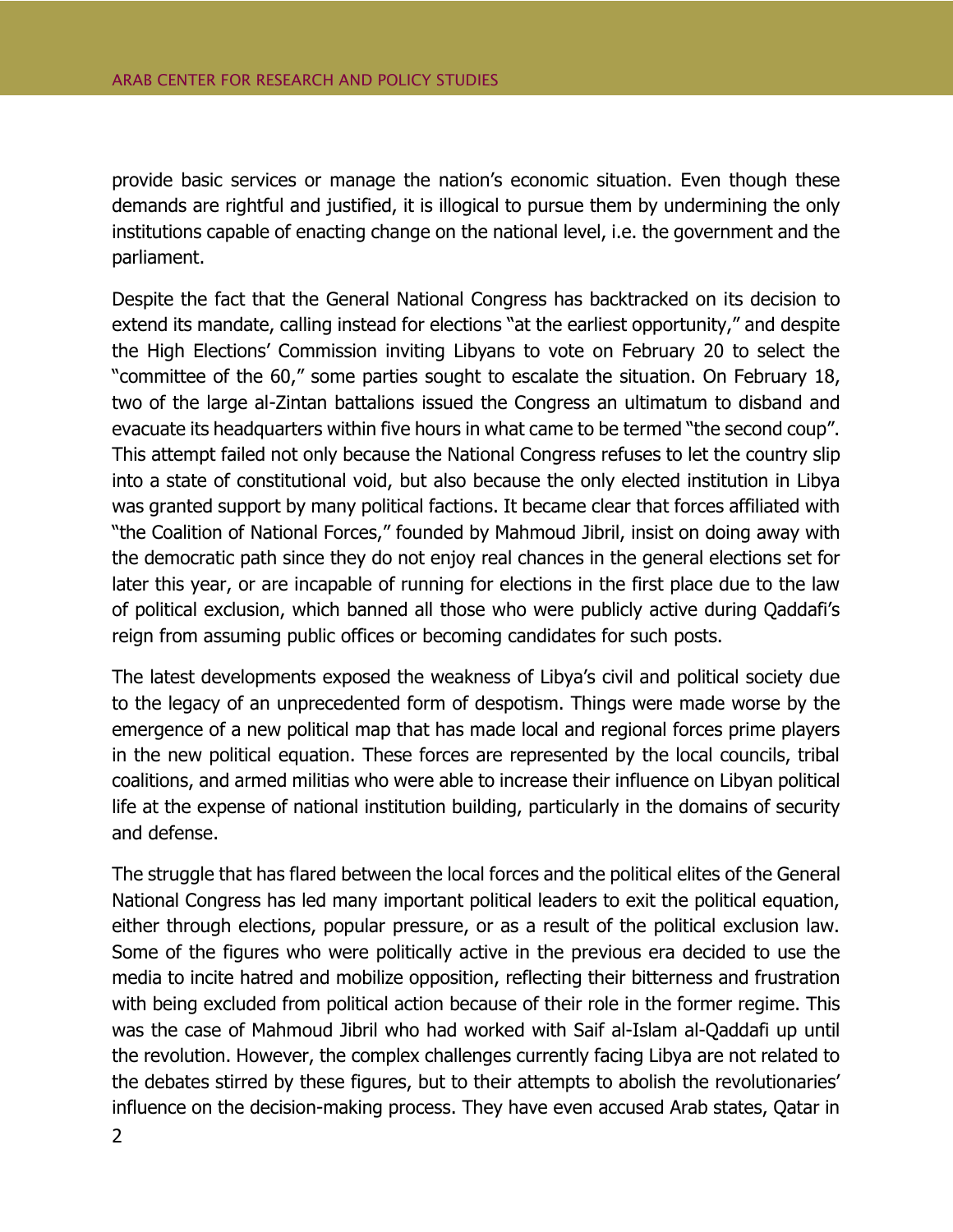provide basic services or manage the nation's economic situation. Even though these demands are rightful and justified, it is illogical to pursue them by undermining the only institutions capable of enacting change on the national level, i.e. the government and the parliament.

Despite the fact that the General National Congress has backtracked on its decision to extend its mandate, calling instead for elections "at the earliest opportunity," and despite the High Elections' Commission inviting Libyans to vote on February 20 to select the "committee of the 60," some parties sought to escalate the situation. On February 18, two of the large al-Zintan battalions issued the Congress an ultimatum to disband and evacuate its headquarters within five hours in what came to be termed "the second coup". This attempt failed not only because the National Congress refuses to let the country slip into a state of constitutional void, but also because the only elected institution in Libya was granted support by many political factions. It became clear that forces affiliated with "the Coalition of National Forces," founded by Mahmoud Jibril, insist on doing away with the democratic path since they do not enjoy real chances in the general elections set for later this year, or are incapable of running for elections in the first place due to the law of political exclusion, which banned all those who were publicly active during Qaddafi's reign from assuming public offices or becoming candidates for such posts.

The latest developments exposed the weakness of Libya's civil and political society due to the legacy of an unprecedented form of despotism. Things were made worse by the emergence of a new political map that has made local and regional forces prime players in the new political equation. These forces are represented by the local councils, tribal coalitions, and armed militias who were able to increase their influence on Libyan political life at the expense of national institution building, particularly in the domains of security and defense.

The struggle that has flared between the local forces and the political elites of the General National Congress has led many important political leaders to exit the political equation, either through elections, popular pressure, or as a result of the political exclusion law. Some of the figures who were politically active in the previous era decided to use the media to incite hatred and mobilize opposition, reflecting their bitterness and frustration with being excluded from political action because of their role in the former regime. This was the case of Mahmoud Jibril who had worked with Saif al-Islam al-Qaddafi up until the revolution. However, the complex challenges currently facing Libya are not related to the debates stirred by these figures, but to their attempts to abolish the revolutionaries' influence on the decision-making process. They have even accused Arab states, Qatar in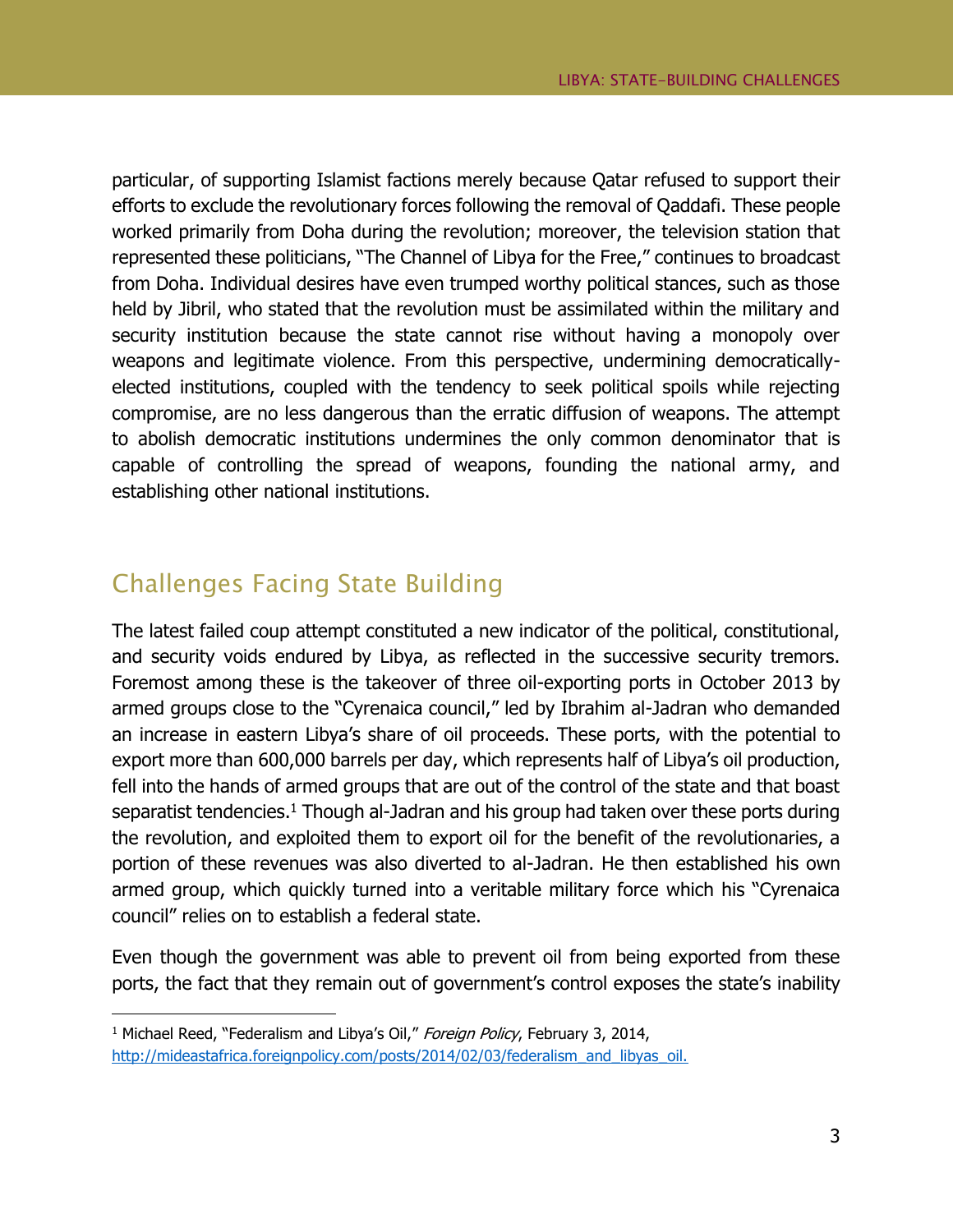particular, of supporting Islamist factions merely because Qatar refused to support their efforts to exclude the revolutionary forces following the removal of Qaddafi. These people worked primarily from Doha during the revolution; moreover, the television station that represented these politicians, "The Channel of Libya for the Free," continues to broadcast from Doha. Individual desires have even trumped worthy political stances, such as those held by Jibril, who stated that the revolution must be assimilated within the military and security institution because the state cannot rise without having a monopoly over weapons and legitimate violence. From this perspective, undermining democratically-elected institutions, coupled with the tendency to seek political spoils while rejecting compromise, are no less dangerous than the erratic diffusion of weapons. The attempt to abolish democratic institutions undermines the only common denominator that is capable of controlling the spread of weapons, founding the national army, and establishing other national institutions.

## Challenges Facing State Building

The latest failed coup attempt constituted a new indicator of the political, constitutional, and security voids endured by Libya, as reflected in the successive security tremors. Foremost among these is the takeover of three oil-exporting ports in October 2013 by armed groups close to the "Cyrenaica council," led by Ibrahim al-Jadran who demanded an increase in eastern Libya's share of oil proceeds. These ports, with the potential to export more than 600,000 barrels per day, which represents half of Libya's oil production, fell into the hands of armed groups that are out of the control of the state and that boast separatist tendencies.[1] Though al-Jadran and his group had taken over these ports during the revolution, and exploited them to export oil for the benefit of the revolutionaries, a portion of these revenues was also diverted to al-Jadran. He then established his own armed group, which quickly turned into a veritable military force which his "Cyrenaica council" relies on to establish a federal state.

Even though the government was able to prevent oil from being exported from these ports, the fact that they remain out of government's control exposes the state's inability

---

[1] Michael Reed, "Federalism and Libya's Oil," *Foreign Policy*, February 3, 2014, http://mideastafrica.foreignpolicy.com/posts/2014/02/03/federalism_and_libyas_oil.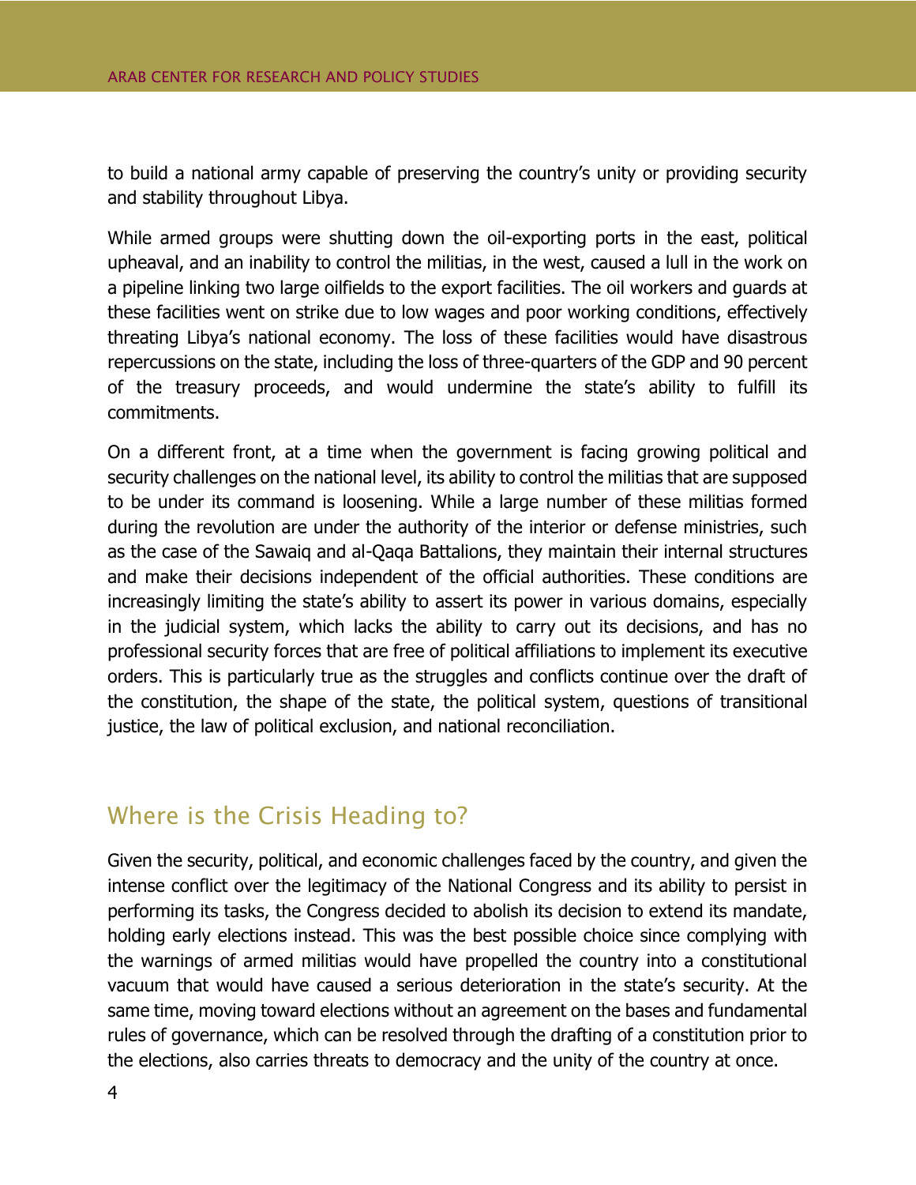to build a national army capable of preserving the country's unity or providing security and stability throughout Libya.

While armed groups were shutting down the oil-exporting ports in the east, political upheaval, and an inability to control the militias, in the west, caused a lull in the work on a pipeline linking two large oilfields to the export facilities. The oil workers and guards at these facilities went on strike due to low wages and poor working conditions, effectively threating Libya's national economy. The loss of these facilities would have disastrous repercussions on the state, including the loss of three-quarters of the GDP and 90 percent of the treasury proceeds, and would undermine the state's ability to fulfill its commitments.

On a different front, at a time when the government is facing growing political and security challenges on the national level, its ability to control the militias that are supposed to be under its command is loosening. While a large number of these militias formed during the revolution are under the authority of the interior or defense ministries, such as the case of the Sawaiq and al-Qaqa Battalions, they maintain their internal structures and make their decisions independent of the official authorities. These conditions are increasingly limiting the state's ability to assert its power in various domains, especially in the judicial system, which lacks the ability to carry out its decisions, and has no professional security forces that are free of political affiliations to implement its executive orders. This is particularly true as the struggles and conflicts continue over the draft of the constitution, the shape of the state, the political system, questions of transitional justice, the law of political exclusion, and national reconciliation.

## Where is the Crisis Heading to?

Given the security, political, and economic challenges faced by the country, and given the intense conflict over the legitimacy of the National Congress and its ability to persist in performing its tasks, the Congress decided to abolish its decision to extend its mandate, holding early elections instead. This was the best possible choice since complying with the warnings of armed militias would have propelled the country into a constitutional vacuum that would have caused a serious deterioration in the state's security. At the same time, moving toward elections without an agreement on the bases and fundamental rules of governance, which can be resolved through the drafting of a constitution prior to the elections, also carries threats to democracy and the unity of the country at once.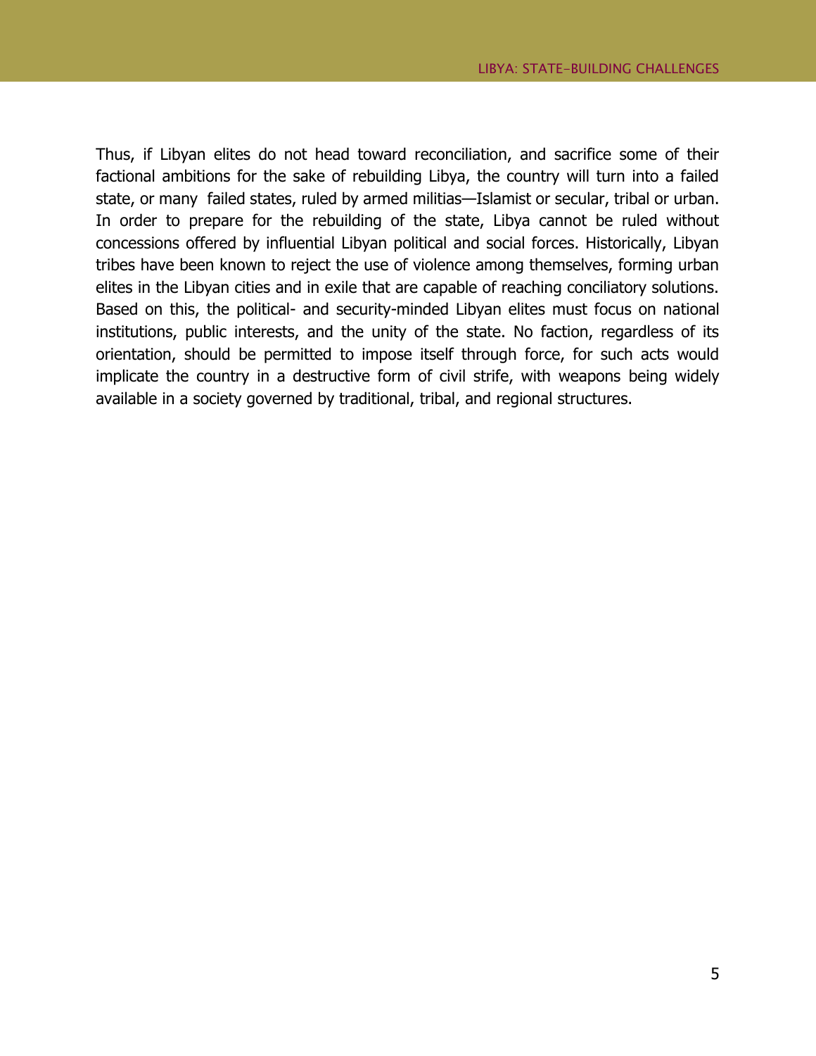Thus, if Libyan elites do not head toward reconciliation, and sacrifice some of their factional ambitions for the sake of rebuilding Libya, the country will turn into a failed state, or many failed states, ruled by armed militias—Islamist or secular, tribal or urban. In order to prepare for the rebuilding of the state, Libya cannot be ruled without concessions offered by influential Libyan political and social forces. Historically, Libyan tribes have been known to reject the use of violence among themselves, forming urban elites in the Libyan cities and in exile that are capable of reaching conciliatory solutions. Based on this, the political- and security-minded Libyan elites must focus on national institutions, public interests, and the unity of the state. No faction, regardless of its orientation, should be permitted to impose itself through force, for such acts would implicate the country in a destructive form of civil strife, with weapons being widely available in a society governed by traditional, tribal, and regional structures.